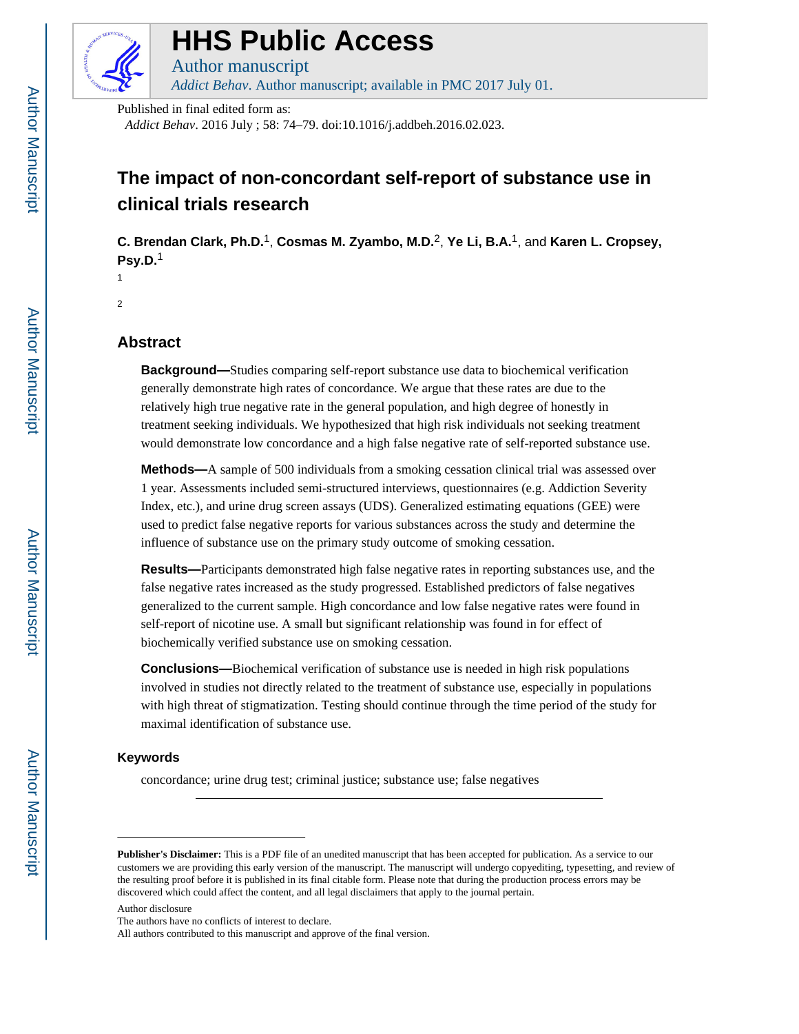# HHS Public Access

Author manuscript

*Addict Behav*. Author manuscript; available in PMC 2017 July 01.

Published in final edited form as:

*Addict Behav*. 2016 July ; 58: 74–79. doi:10.1016/j.addbeh.2016.02.023.

# The impact of non-concordant self-report of substance use in clinical trials research

**C. Brendan Clark, Ph.D.**[1], **Cosmas M. Zyambo, M.D.**[2], **Ye Li, B.A.**[1], and **Karen L. Cropsey, Psy.D.**[1]

1

2

## Abstract

**Background—**Studies comparing self-report substance use data to biochemical verification generally demonstrate high rates of concordance. We argue that these rates are due to the relatively high true negative rate in the general population, and high degree of honestly in treatment seeking individuals. We hypothesized that high risk individuals not seeking treatment would demonstrate low concordance and a high false negative rate of self-reported substance use.

**Methods—**A sample of 500 individuals from a smoking cessation clinical trial was assessed over 1 year. Assessments included semi-structured interviews, questionnaires (e.g. Addiction Severity Index, etc.), and urine drug screen assays (UDS). Generalized estimating equations (GEE) were used to predict false negative reports for various substances across the study and determine the influence of substance use on the primary study outcome of smoking cessation.

**Results—**Participants demonstrated high false negative rates in reporting substances use, and the false negative rates increased as the study progressed. Established predictors of false negatives generalized to the current sample. High concordance and low false negative rates were found in self-report of nicotine use. A small but significant relationship was found in for effect of biochemically verified substance use on smoking cessation.

**Conclusions—**Biochemical verification of substance use is needed in high risk populations involved in studies not directly related to the treatment of substance use, especially in populations with high threat of stigmatization. Testing should continue through the time period of the study for maximal identification of substance use.

### Keywords

concordance; urine drug test; criminal justice; substance use; false negatives

---

**Publisher's Disclaimer:** This is a PDF file of an unedited manuscript that has been accepted for publication. As a service to our customers we are providing this early version of the manuscript. The manuscript will undergo copyediting, typesetting, and review of the resulting proof before it is published in its final citable form. Please note that during the production process errors may be discovered which could affect the content, and all legal disclaimers that apply to the journal pertain.

Author disclosure

The authors have no conflicts of interest to declare.

All authors contributed to this manuscript and approve of the final version.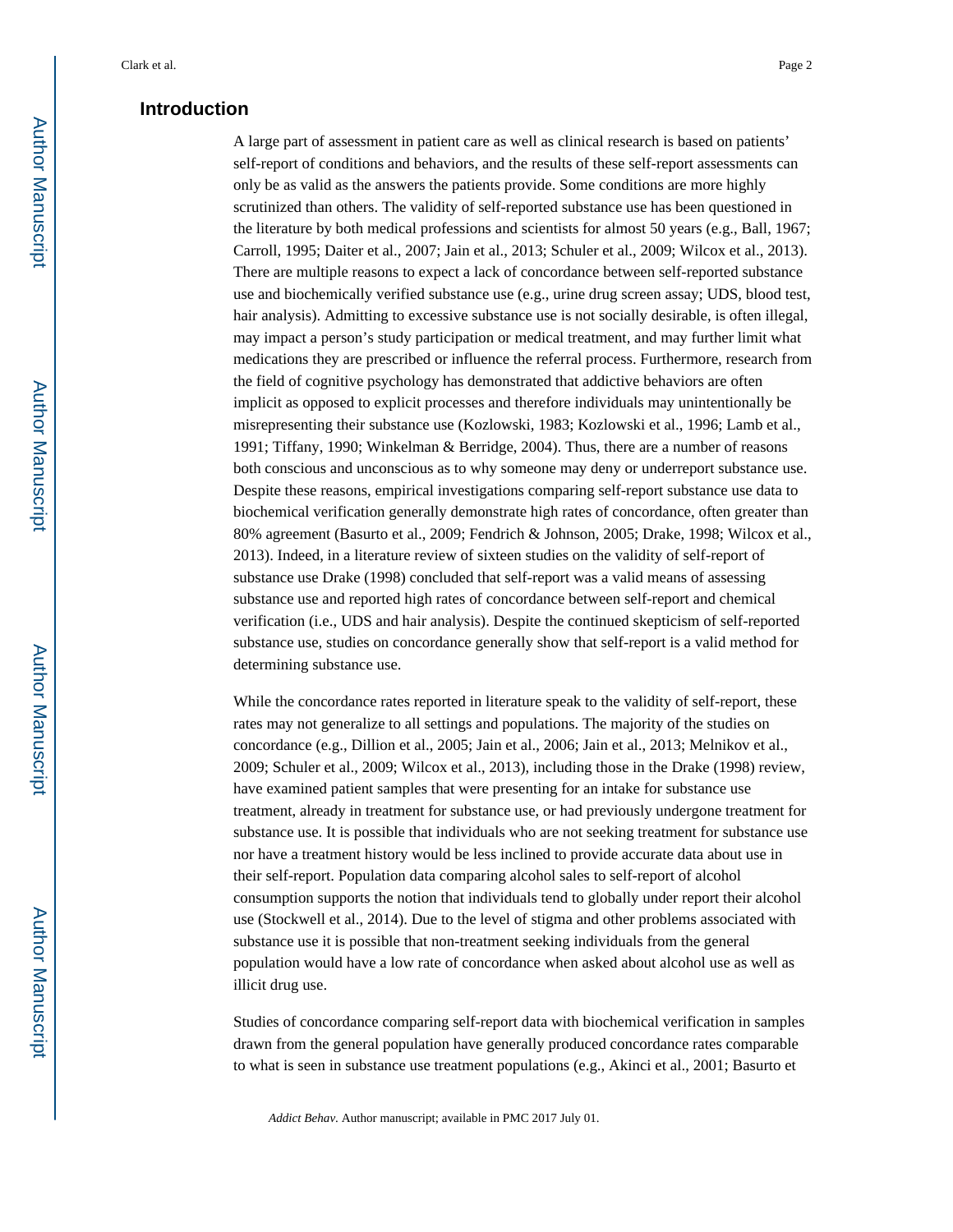## Introduction

A large part of assessment in patient care as well as clinical research is based on patients' self-report of conditions and behaviors, and the results of these self-report assessments can only be as valid as the answers the patients provide. Some conditions are more highly scrutinized than others. The validity of self-reported substance use has been questioned in the literature by both medical professions and scientists for almost 50 years (e.g., Ball, 1967; Carroll, 1995; Daiter et al., 2007; Jain et al., 2013; Schuler et al., 2009; Wilcox et al., 2013). There are multiple reasons to expect a lack of concordance between self-reported substance use and biochemically verified substance use (e.g., urine drug screen assay; UDS, blood test, hair analysis). Admitting to excessive substance use is not socially desirable, is often illegal, may impact a person's study participation or medical treatment, and may further limit what medications they are prescribed or influence the referral process. Furthermore, research from the field of cognitive psychology has demonstrated that addictive behaviors are often implicit as opposed to explicit processes and therefore individuals may unintentionally be misrepresenting their substance use (Kozlowski, 1983; Kozlowski et al., 1996; Lamb et al., 1991; Tiffany, 1990; Winkelman & Berridge, 2004). Thus, there are a number of reasons both conscious and unconscious as to why someone may deny or underreport substance use. Despite these reasons, empirical investigations comparing self-report substance use data to biochemical verification generally demonstrate high rates of concordance, often greater than 80% agreement (Basurto et al., 2009; Fendrich & Johnson, 2005; Drake, 1998; Wilcox et al., 2013). Indeed, in a literature review of sixteen studies on the validity of self-report of substance use Drake (1998) concluded that self-report was a valid means of assessing substance use and reported high rates of concordance between self-report and chemical verification (i.e., UDS and hair analysis). Despite the continued skepticism of self-reported substance use, studies on concordance generally show that self-report is a valid method for determining substance use.

While the concordance rates reported in literature speak to the validity of self-report, these rates may not generalize to all settings and populations. The majority of the studies on concordance (e.g., Dillion et al., 2005; Jain et al., 2006; Jain et al., 2013; Melnikov et al., 2009; Schuler et al., 2009; Wilcox et al., 2013), including those in the Drake (1998) review, have examined patient samples that were presenting for an intake for substance use treatment, already in treatment for substance use, or had previously undergone treatment for substance use. It is possible that individuals who are not seeking treatment for substance use nor have a treatment history would be less inclined to provide accurate data about use in their self-report. Population data comparing alcohol sales to self-report of alcohol consumption supports the notion that individuals tend to globally under report their alcohol use (Stockwell et al., 2014). Due to the level of stigma and other problems associated with substance use it is possible that non-treatment seeking individuals from the general population would have a low rate of concordance when asked about alcohol use as well as illicit drug use.

Studies of concordance comparing self-report data with biochemical verification in samples drawn from the general population have generally produced concordance rates comparable to what is seen in substance use treatment populations (e.g., Akinci et al., 2001; Basurto et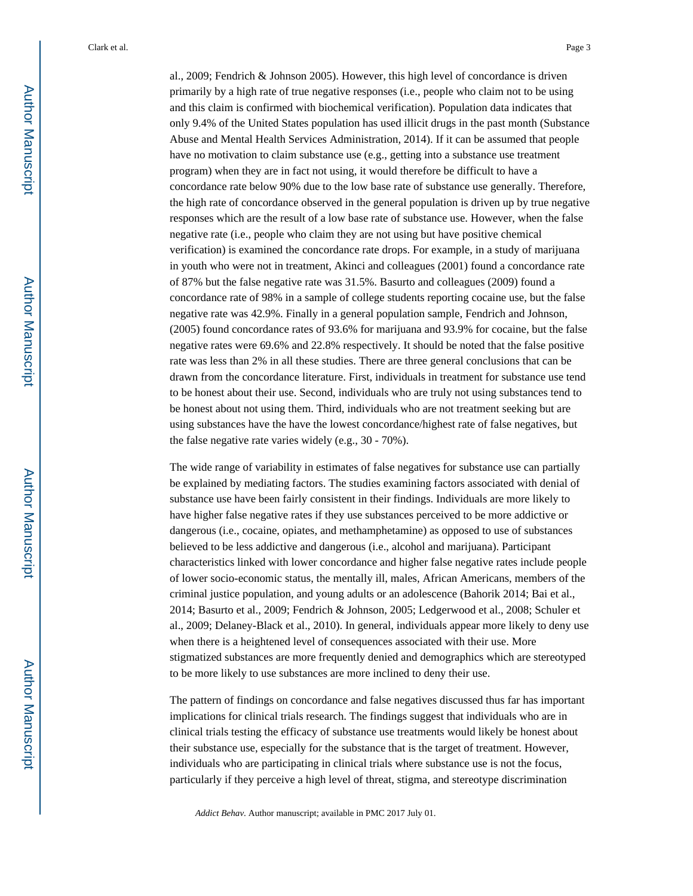al., 2009; Fendrich & Johnson 2005). However, this high level of concordance is driven primarily by a high rate of true negative responses (i.e., people who claim not to be using and this claim is confirmed with biochemical verification). Population data indicates that only 9.4% of the United States population has used illicit drugs in the past month (Substance Abuse and Mental Health Services Administration, 2014). If it can be assumed that people have no motivation to claim substance use (e.g., getting into a substance use treatment program) when they are in fact not using, it would therefore be difficult to have a concordance rate below 90% due to the low base rate of substance use generally. Therefore, the high rate of concordance observed in the general population is driven up by true negative responses which are the result of a low base rate of substance use. However, when the false negative rate (i.e., people who claim they are not using but have positive chemical verification) is examined the concordance rate drops. For example, in a study of marijuana in youth who were not in treatment, Akinci and colleagues (2001) found a concordance rate of 87% but the false negative rate was 31.5%. Basurto and colleagues (2009) found a concordance rate of 98% in a sample of college students reporting cocaine use, but the false negative rate was 42.9%. Finally in a general population sample, Fendrich and Johnson, (2005) found concordance rates of 93.6% for marijuana and 93.9% for cocaine, but the false negative rates were 69.6% and 22.8% respectively. It should be noted that the false positive rate was less than 2% in all these studies. There are three general conclusions that can be drawn from the concordance literature. First, individuals in treatment for substance use tend to be honest about their use. Second, individuals who are truly not using substances tend to be honest about not using them. Third, individuals who are not treatment seeking but are using substances have the have the lowest concordance/highest rate of false negatives, but the false negative rate varies widely (e.g., 30 - 70%).

The wide range of variability in estimates of false negatives for substance use can partially be explained by mediating factors. The studies examining factors associated with denial of substance use have been fairly consistent in their findings. Individuals are more likely to have higher false negative rates if they use substances perceived to be more addictive or dangerous (i.e., cocaine, opiates, and methamphetamine) as opposed to use of substances believed to be less addictive and dangerous (i.e., alcohol and marijuana). Participant characteristics linked with lower concordance and higher false negative rates include people of lower socio-economic status, the mentally ill, males, African Americans, members of the criminal justice population, and young adults or an adolescence (Bahorik 2014; Bai et al., 2014; Basurto et al., 2009; Fendrich & Johnson, 2005; Ledgerwood et al., 2008; Schuler et al., 2009; Delaney-Black et al., 2010). In general, individuals appear more likely to deny use when there is a heightened level of consequences associated with their use. More stigmatized substances are more frequently denied and demographics which are stereotyped to be more likely to use substances are more inclined to deny their use.

The pattern of findings on concordance and false negatives discussed thus far has important implications for clinical trials research. The findings suggest that individuals who are in clinical trials testing the efficacy of substance use treatments would likely be honest about their substance use, especially for the substance that is the target of treatment. However, individuals who are participating in clinical trials where substance use is not the focus, particularly if they perceive a high level of threat, stigma, and stereotype discrimination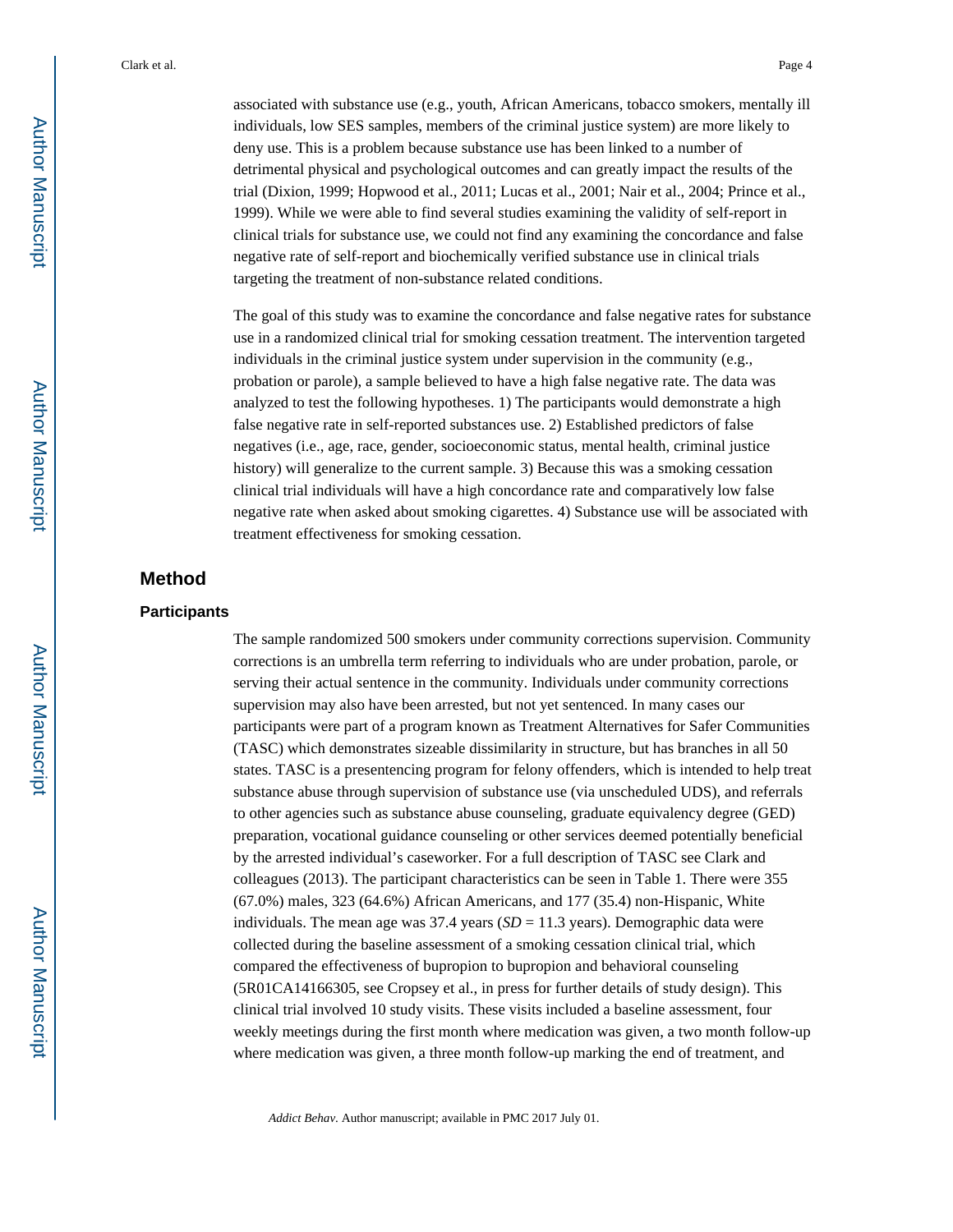associated with substance use (e.g., youth, African Americans, tobacco smokers, mentally ill individuals, low SES samples, members of the criminal justice system) are more likely to deny use. This is a problem because substance use has been linked to a number of detrimental physical and psychological outcomes and can greatly impact the results of the trial (Dixion, 1999; Hopwood et al., 2011; Lucas et al., 2001; Nair et al., 2004; Prince et al., 1999). While we were able to find several studies examining the validity of self-report in clinical trials for substance use, we could not find any examining the concordance and false negative rate of self-report and biochemically verified substance use in clinical trials targeting the treatment of non-substance related conditions.

The goal of this study was to examine the concordance and false negative rates for substance use in a randomized clinical trial for smoking cessation treatment. The intervention targeted individuals in the criminal justice system under supervision in the community (e.g., probation or parole), a sample believed to have a high false negative rate. The data was analyzed to test the following hypotheses. 1) The participants would demonstrate a high false negative rate in self-reported substances use. 2) Established predictors of false negatives (i.e., age, race, gender, socioeconomic status, mental health, criminal justice history) will generalize to the current sample. 3) Because this was a smoking cessation clinical trial individuals will have a high concordance rate and comparatively low false negative rate when asked about smoking cigarettes. 4) Substance use will be associated with treatment effectiveness for smoking cessation.

## Method

### Participants

The sample randomized 500 smokers under community corrections supervision. Community corrections is an umbrella term referring to individuals who are under probation, parole, or serving their actual sentence in the community. Individuals under community corrections supervision may also have been arrested, but not yet sentenced. In many cases our participants were part of a program known as Treatment Alternatives for Safer Communities (TASC) which demonstrates sizeable dissimilarity in structure, but has branches in all 50 states. TASC is a presentencing program for felony offenders, which is intended to help treat substance abuse through supervision of substance use (via unscheduled UDS), and referrals to other agencies such as substance abuse counseling, graduate equivalency degree (GED) preparation, vocational guidance counseling or other services deemed potentially beneficial by the arrested individual's caseworker. For a full description of TASC see Clark and colleagues (2013). The participant characteristics can be seen in Table 1. There were 355 (67.0%) males, 323 (64.6%) African Americans, and 177 (35.4) non-Hispanic, White individuals. The mean age was 37.4 years (*SD* = 11.3 years). Demographic data were collected during the baseline assessment of a smoking cessation clinical trial, which compared the effectiveness of bupropion to bupropion and behavioral counseling (5R01CA14166305, see Cropsey et al., in press for further details of study design). This clinical trial involved 10 study visits. These visits included a baseline assessment, four weekly meetings during the first month where medication was given, a two month follow-up where medication was given, a three month follow-up marking the end of treatment, and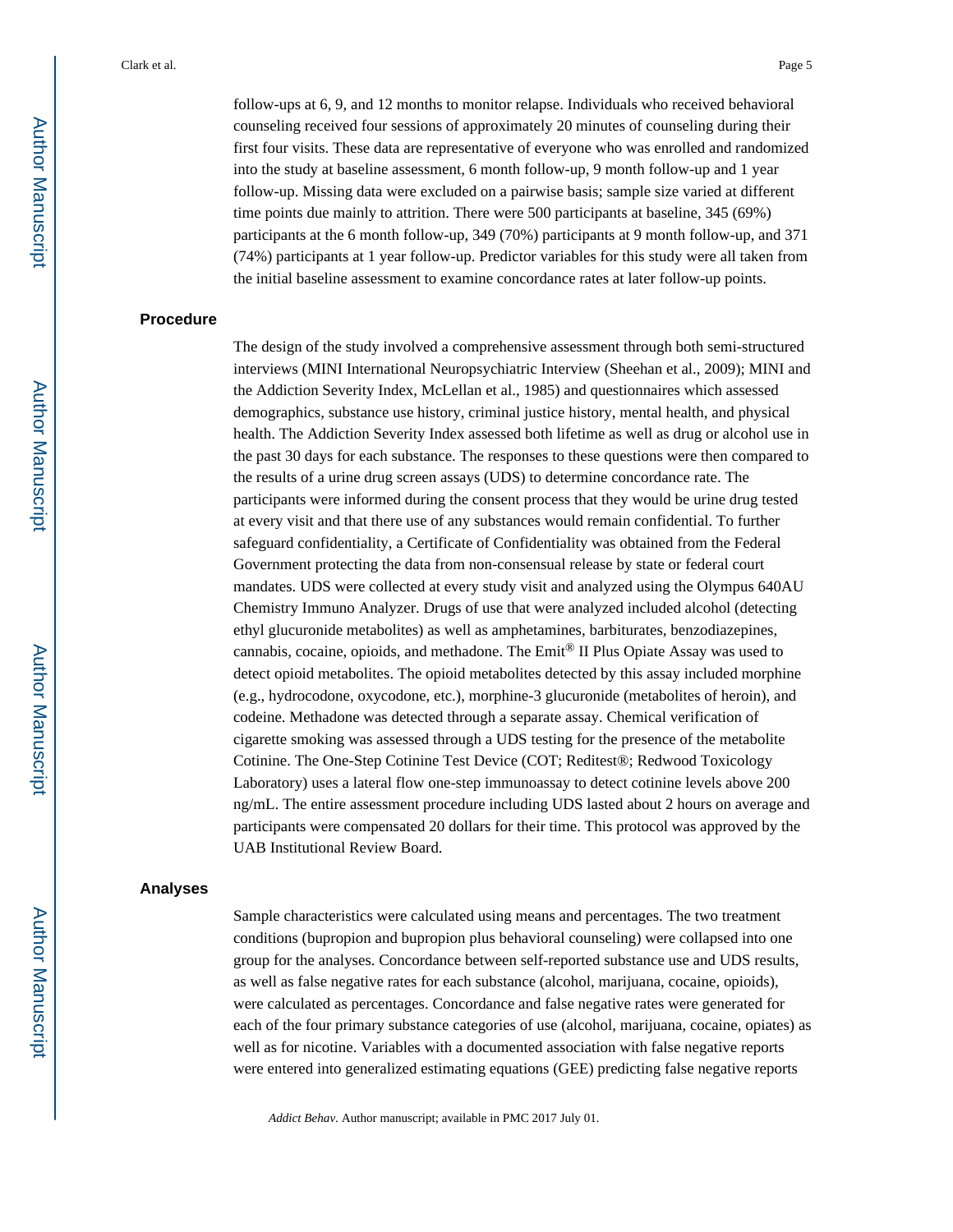follow-ups at 6, 9, and 12 months to monitor relapse. Individuals who received behavioral counseling received four sessions of approximately 20 minutes of counseling during their first four visits. These data are representative of everyone who was enrolled and randomized into the study at baseline assessment, 6 month follow-up, 9 month follow-up and 1 year follow-up. Missing data were excluded on a pairwise basis; sample size varied at different time points due mainly to attrition. There were 500 participants at baseline, 345 (69%) participants at the 6 month follow-up, 349 (70%) participants at 9 month follow-up, and 371 (74%) participants at 1 year follow-up. Predictor variables for this study were all taken from the initial baseline assessment to examine concordance rates at later follow-up points.

## Procedure

The design of the study involved a comprehensive assessment through both semi-structured interviews (MINI International Neuropsychiatric Interview (Sheehan et al., 2009); MINI and the Addiction Severity Index, McLellan et al., 1985) and questionnaires which assessed demographics, substance use history, criminal justice history, mental health, and physical health. The Addiction Severity Index assessed both lifetime as well as drug or alcohol use in the past 30 days for each substance. The responses to these questions were then compared to the results of a urine drug screen assays (UDS) to determine concordance rate. The participants were informed during the consent process that they would be urine drug tested at every visit and that there use of any substances would remain confidential. To further safeguard confidentiality, a Certificate of Confidentiality was obtained from the Federal Government protecting the data from non-consensual release by state or federal court mandates. UDS were collected at every study visit and analyzed using the Olympus 640AU Chemistry Immuno Analyzer. Drugs of use that were analyzed included alcohol (detecting ethyl glucuronide metabolites) as well as amphetamines, barbiturates, benzodiazepines, cannabis, cocaine, opioids, and methadone. The Emit® II Plus Opiate Assay was used to detect opioid metabolites. The opioid metabolites detected by this assay included morphine (e.g., hydrocodone, oxycodone, etc.), morphine-3 glucuronide (metabolites of heroin), and codeine. Methadone was detected through a separate assay. Chemical verification of cigarette smoking was assessed through a UDS testing for the presence of the metabolite Cotinine. The One-Step Cotinine Test Device (COT; Reditest®; Redwood Toxicology Laboratory) uses a lateral flow one-step immunoassay to detect cotinine levels above 200 ng/mL. The entire assessment procedure including UDS lasted about 2 hours on average and participants were compensated 20 dollars for their time. This protocol was approved by the UAB Institutional Review Board.

## Analyses

Sample characteristics were calculated using means and percentages. The two treatment conditions (bupropion and bupropion plus behavioral counseling) were collapsed into one group for the analyses. Concordance between self-reported substance use and UDS results, as well as false negative rates for each substance (alcohol, marijuana, cocaine, opioids), were calculated as percentages. Concordance and false negative rates were generated for each of the four primary substance categories of use (alcohol, marijuana, cocaine, opiates) as well as for nicotine. Variables with a documented association with false negative reports were entered into generalized estimating equations (GEE) predicting false negative reports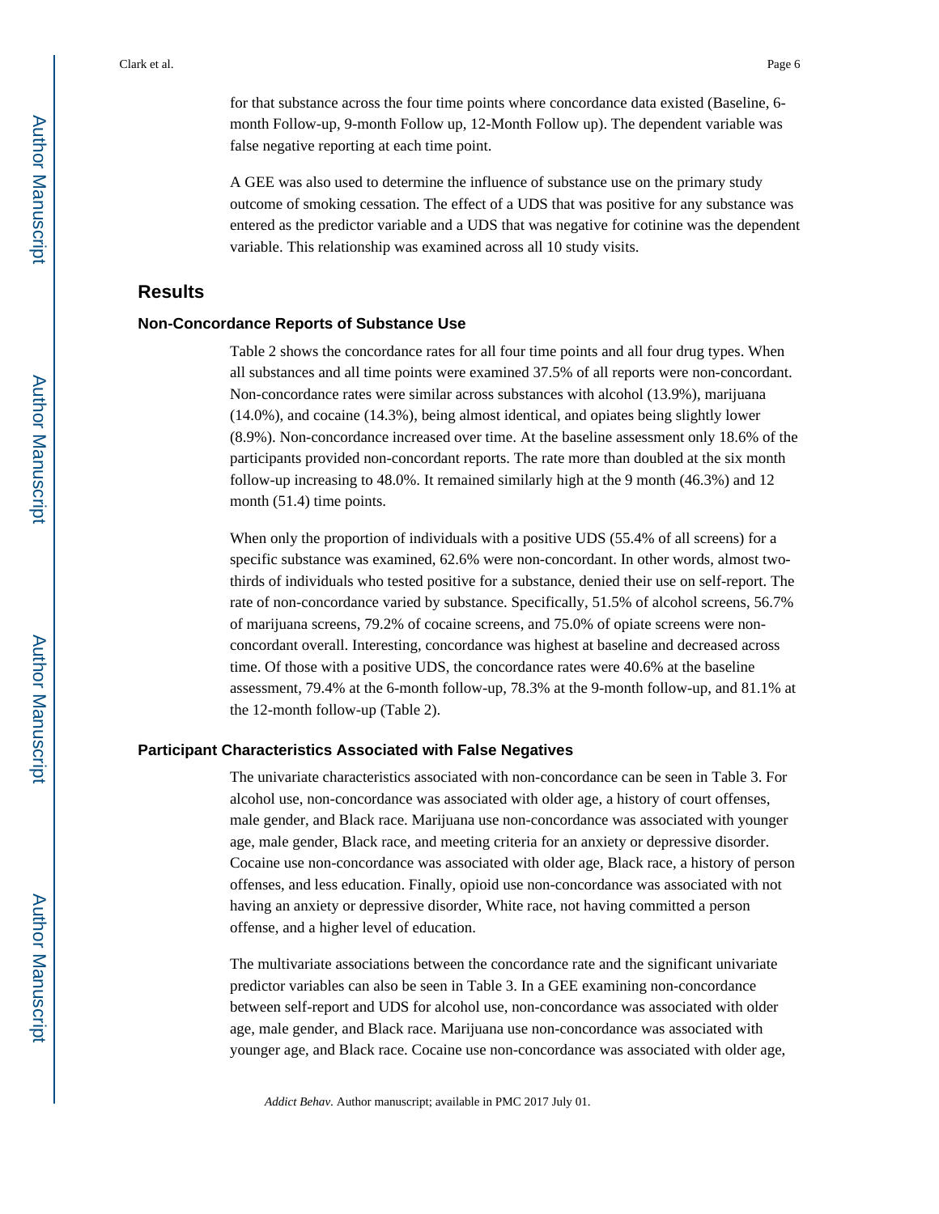for that substance across the four time points where concordance data existed (Baseline, 6-month Follow-up, 9-month Follow up, 12-Month Follow up). The dependent variable was false negative reporting at each time point.

A GEE was also used to determine the influence of substance use on the primary study outcome of smoking cessation. The effect of a UDS that was positive for any substance was entered as the predictor variable and a UDS that was negative for cotinine was the dependent variable. This relationship was examined across all 10 study visits.

## Results

### Non-Concordance Reports of Substance Use

Table 2 shows the concordance rates for all four time points and all four drug types. When all substances and all time points were examined 37.5% of all reports were non-concordant. Non-concordance rates were similar across substances with alcohol (13.9%), marijuana (14.0%), and cocaine (14.3%), being almost identical, and opiates being slightly lower (8.9%). Non-concordance increased over time. At the baseline assessment only 18.6% of the participants provided non-concordant reports. The rate more than doubled at the six month follow-up increasing to 48.0%. It remained similarly high at the 9 month (46.3%) and 12 month (51.4) time points.

When only the proportion of individuals with a positive UDS (55.4% of all screens) for a specific substance was examined, 62.6% were non-concordant. In other words, almost two-thirds of individuals who tested positive for a substance, denied their use on self-report. The rate of non-concordance varied by substance. Specifically, 51.5% of alcohol screens, 56.7% of marijuana screens, 79.2% of cocaine screens, and 75.0% of opiate screens were non-concordant overall. Interesting, concordance was highest at baseline and decreased across time. Of those with a positive UDS, the concordance rates were 40.6% at the baseline assessment, 79.4% at the 6-month follow-up, 78.3% at the 9-month follow-up, and 81.1% at the 12-month follow-up (Table 2).

### Participant Characteristics Associated with False Negatives

The univariate characteristics associated with non-concordance can be seen in Table 3. For alcohol use, non-concordance was associated with older age, a history of court offenses, male gender, and Black race. Marijuana use non-concordance was associated with younger age, male gender, Black race, and meeting criteria for an anxiety or depressive disorder. Cocaine use non-concordance was associated with older age, Black race, a history of person offenses, and less education. Finally, opioid use non-concordance was associated with not having an anxiety or depressive disorder, White race, not having committed a person offense, and a higher level of education.

The multivariate associations between the concordance rate and the significant univariate predictor variables can also be seen in Table 3. In a GEE examining non-concordance between self-report and UDS for alcohol use, non-concordance was associated with older age, male gender, and Black race. Marijuana use non-concordance was associated with younger age, and Black race. Cocaine use non-concordance was associated with older age,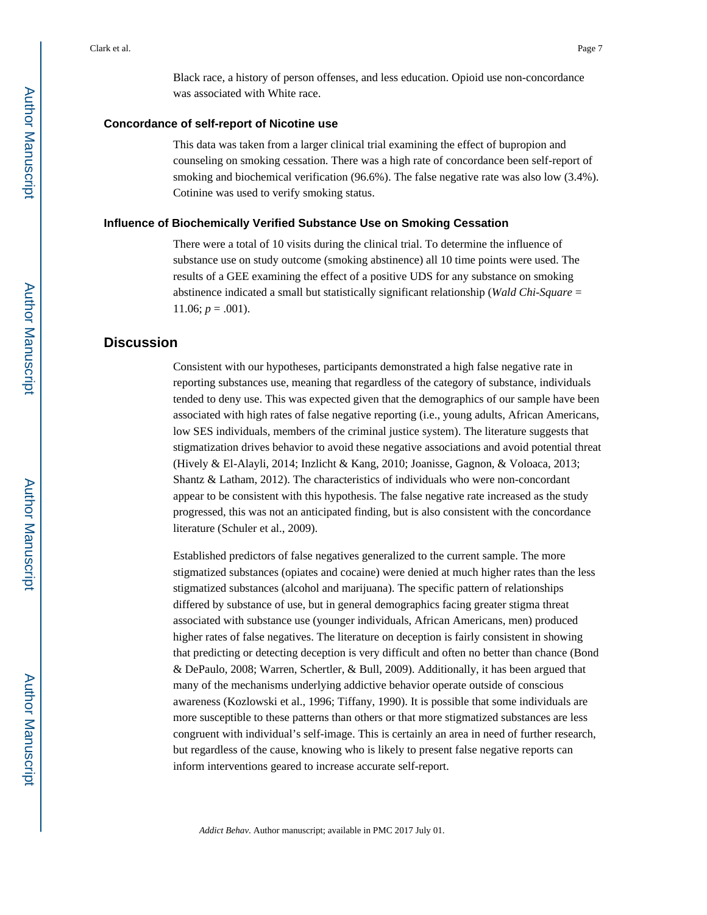Black race, a history of person offenses, and less education. Opioid use non-concordance was associated with White race.

### Concordance of self-report of Nicotine use

This data was taken from a larger clinical trial examining the effect of bupropion and counseling on smoking cessation. There was a high rate of concordance been self-report of smoking and biochemical verification (96.6%). The false negative rate was also low (3.4%). Cotinine was used to verify smoking status.

### Influence of Biochemically Verified Substance Use on Smoking Cessation

There were a total of 10 visits during the clinical trial. To determine the influence of substance use on study outcome (smoking abstinence) all 10 time points were used. The results of a GEE examining the effect of a positive UDS for any substance on smoking abstinence indicated a small but statistically significant relationship (*Wald Chi-Square* = 11.06; $p = .001$).

## Discussion

Consistent with our hypotheses, participants demonstrated a high false negative rate in reporting substances use, meaning that regardless of the category of substance, individuals tended to deny use. This was expected given that the demographics of our sample have been associated with high rates of false negative reporting (i.e., young adults, African Americans, low SES individuals, members of the criminal justice system). The literature suggests that stigmatization drives behavior to avoid these negative associations and avoid potential threat (Hively & El-Alayli, 2014; Inzlicht & Kang, 2010; Joanisse, Gagnon, & Voloaca, 2013; Shantz & Latham, 2012). The characteristics of individuals who were non-concordant appear to be consistent with this hypothesis. The false negative rate increased as the study progressed, this was not an anticipated finding, but is also consistent with the concordance literature (Schuler et al., 2009).

Established predictors of false negatives generalized to the current sample. The more stigmatized substances (opiates and cocaine) were denied at much higher rates than the less stigmatized substances (alcohol and marijuana). The specific pattern of relationships differed by substance of use, but in general demographics facing greater stigma threat associated with substance use (younger individuals, African Americans, men) produced higher rates of false negatives. The literature on deception is fairly consistent in showing that predicting or detecting deception is very difficult and often no better than chance (Bond & DePaulo, 2008; Warren, Schertler, & Bull, 2009). Additionally, it has been argued that many of the mechanisms underlying addictive behavior operate outside of conscious awareness (Kozlowski et al., 1996; Tiffany, 1990). It is possible that some individuals are more susceptible to these patterns than others or that more stigmatized substances are less congruent with individual's self-image. This is certainly an area in need of further research, but regardless of the cause, knowing who is likely to present false negative reports can inform interventions geared to increase accurate self-report.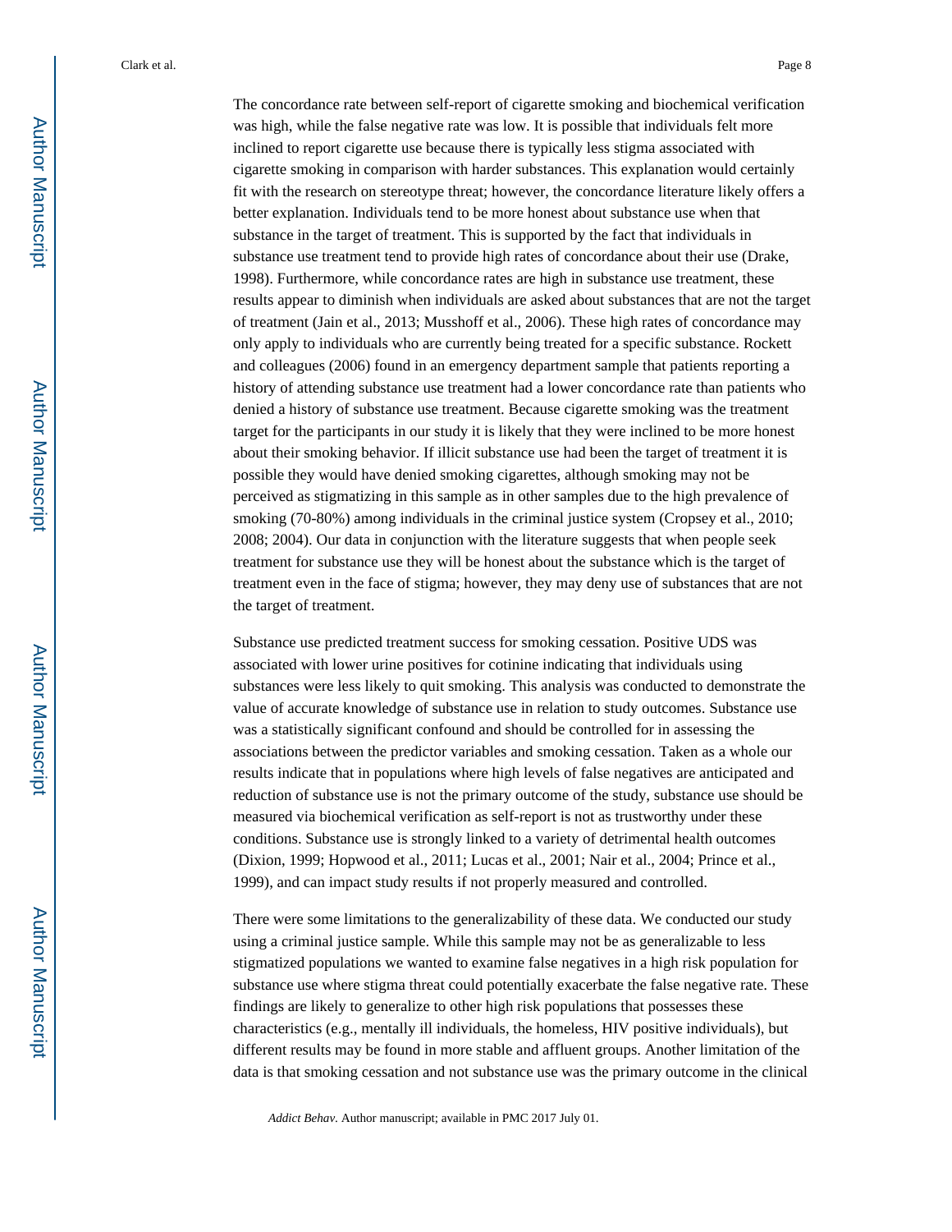The concordance rate between self-report of cigarette smoking and biochemical verification was high, while the false negative rate was low. It is possible that individuals felt more inclined to report cigarette use because there is typically less stigma associated with cigarette smoking in comparison with harder substances. This explanation would certainly fit with the research on stereotype threat; however, the concordance literature likely offers a better explanation. Individuals tend to be more honest about substance use when that substance in the target of treatment. This is supported by the fact that individuals in substance use treatment tend to provide high rates of concordance about their use (Drake, 1998). Furthermore, while concordance rates are high in substance use treatment, these results appear to diminish when individuals are asked about substances that are not the target of treatment (Jain et al., 2013; Musshoff et al., 2006). These high rates of concordance may only apply to individuals who are currently being treated for a specific substance. Rockett and colleagues (2006) found in an emergency department sample that patients reporting a history of attending substance use treatment had a lower concordance rate than patients who denied a history of substance use treatment. Because cigarette smoking was the treatment target for the participants in our study it is likely that they were inclined to be more honest about their smoking behavior. If illicit substance use had been the target of treatment it is possible they would have denied smoking cigarettes, although smoking may not be perceived as stigmatizing in this sample as in other samples due to the high prevalence of smoking (70-80%) among individuals in the criminal justice system (Cropsey et al., 2010; 2008; 2004). Our data in conjunction with the literature suggests that when people seek treatment for substance use they will be honest about the substance which is the target of treatment even in the face of stigma; however, they may deny use of substances that are not the target of treatment.

Substance use predicted treatment success for smoking cessation. Positive UDS was associated with lower urine positives for cotinine indicating that individuals using substances were less likely to quit smoking. This analysis was conducted to demonstrate the value of accurate knowledge of substance use in relation to study outcomes. Substance use was a statistically significant confound and should be controlled for in assessing the associations between the predictor variables and smoking cessation. Taken as a whole our results indicate that in populations where high levels of false negatives are anticipated and reduction of substance use is not the primary outcome of the study, substance use should be measured via biochemical verification as self-report is not as trustworthy under these conditions. Substance use is strongly linked to a variety of detrimental health outcomes (Dixion, 1999; Hopwood et al., 2011; Lucas et al., 2001; Nair et al., 2004; Prince et al., 1999), and can impact study results if not properly measured and controlled.

There were some limitations to the generalizability of these data. We conducted our study using a criminal justice sample. While this sample may not be as generalizable to less stigmatized populations we wanted to examine false negatives in a high risk population for substance use where stigma threat could potentially exacerbate the false negative rate. These findings are likely to generalize to other high risk populations that possesses these characteristics (e.g., mentally ill individuals, the homeless, HIV positive individuals), but different results may be found in more stable and affluent groups. Another limitation of the data is that smoking cessation and not substance use was the primary outcome in the clinical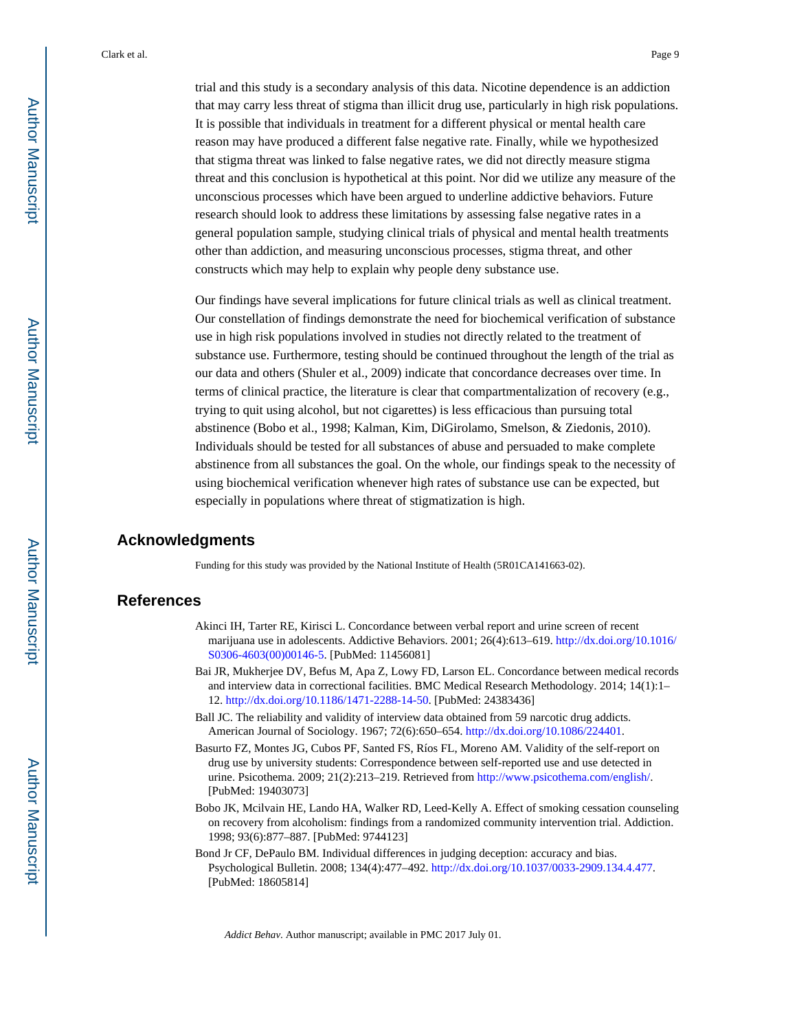trial and this study is a secondary analysis of this data. Nicotine dependence is an addiction that may carry less threat of stigma than illicit drug use, particularly in high risk populations. It is possible that individuals in treatment for a different physical or mental health care reason may have produced a different false negative rate. Finally, while we hypothesized that stigma threat was linked to false negative rates, we did not directly measure stigma threat and this conclusion is hypothetical at this point. Nor did we utilize any measure of the unconscious processes which have been argued to underline addictive behaviors. Future research should look to address these limitations by assessing false negative rates in a general population sample, studying clinical trials of physical and mental health treatments other than addiction, and measuring unconscious processes, stigma threat, and other constructs which may help to explain why people deny substance use.

Our findings have several implications for future clinical trials as well as clinical treatment. Our constellation of findings demonstrate the need for biochemical verification of substance use in high risk populations involved in studies not directly related to the treatment of substance use. Furthermore, testing should be continued throughout the length of the trial as our data and others (Shuler et al., 2009) indicate that concordance decreases over time. In terms of clinical practice, the literature is clear that compartmentalization of recovery (e.g., trying to quit using alcohol, but not cigarettes) is less efficacious than pursuing total abstinence (Bobo et al., 1998; Kalman, Kim, DiGirolamo, Smelson, & Ziedonis, 2010). Individuals should be tested for all substances of abuse and persuaded to make complete abstinence from all substances the goal. On the whole, our findings speak to the necessity of using biochemical verification whenever high rates of substance use can be expected, but especially in populations where threat of stigmatization is high.

## Acknowledgments

Funding for this study was provided by the National Institute of Health (5R01CA141663-02).

## References

Akinci IH, Tarter RE, Kirisci L. Concordance between verbal report and urine screen of recent marijuana use in adolescents. Addictive Behaviors. 2001; 26(4):613–619. http://dx.doi.org/10.1016/S0306-4603(00)00146-5. [PubMed: 11456081]

Bai JR, Mukherjee DV, Befus M, Apa Z, Lowy FD, Larson EL. Concordance between medical records and interview data in correctional facilities. BMC Medical Research Methodology. 2014; 14(1):1–12. http://dx.doi.org/10.1186/1471-2288-14-50. [PubMed: 24383436]

Ball JC. The reliability and validity of interview data obtained from 59 narcotic drug addicts. American Journal of Sociology. 1967; 72(6):650–654. http://dx.doi.org/10.1086/224401.

Basurto FZ, Montes JG, Cubos PF, Santed FS, Ríos FL, Moreno AM. Validity of the self-report on drug use by university students: Correspondence between self-reported use and use detected in urine. Psicothema. 2009; 21(2):213–219. Retrieved from http://www.psicothema.com/english/. [PubMed: 19403073]

Bobo JK, Mcilvain HE, Lando HA, Walker RD, Leed-Kelly A. Effect of smoking cessation counseling on recovery from alcoholism: findings from a randomized community intervention trial. Addiction. 1998; 93(6):877–887. [PubMed: 9744123]

Bond Jr CF, DePaulo BM. Individual differences in judging deception: accuracy and bias. Psychological Bulletin. 2008; 134(4):477–492. http://dx.doi.org/10.1037/0033-2909.134.4.477. [PubMed: 18605814]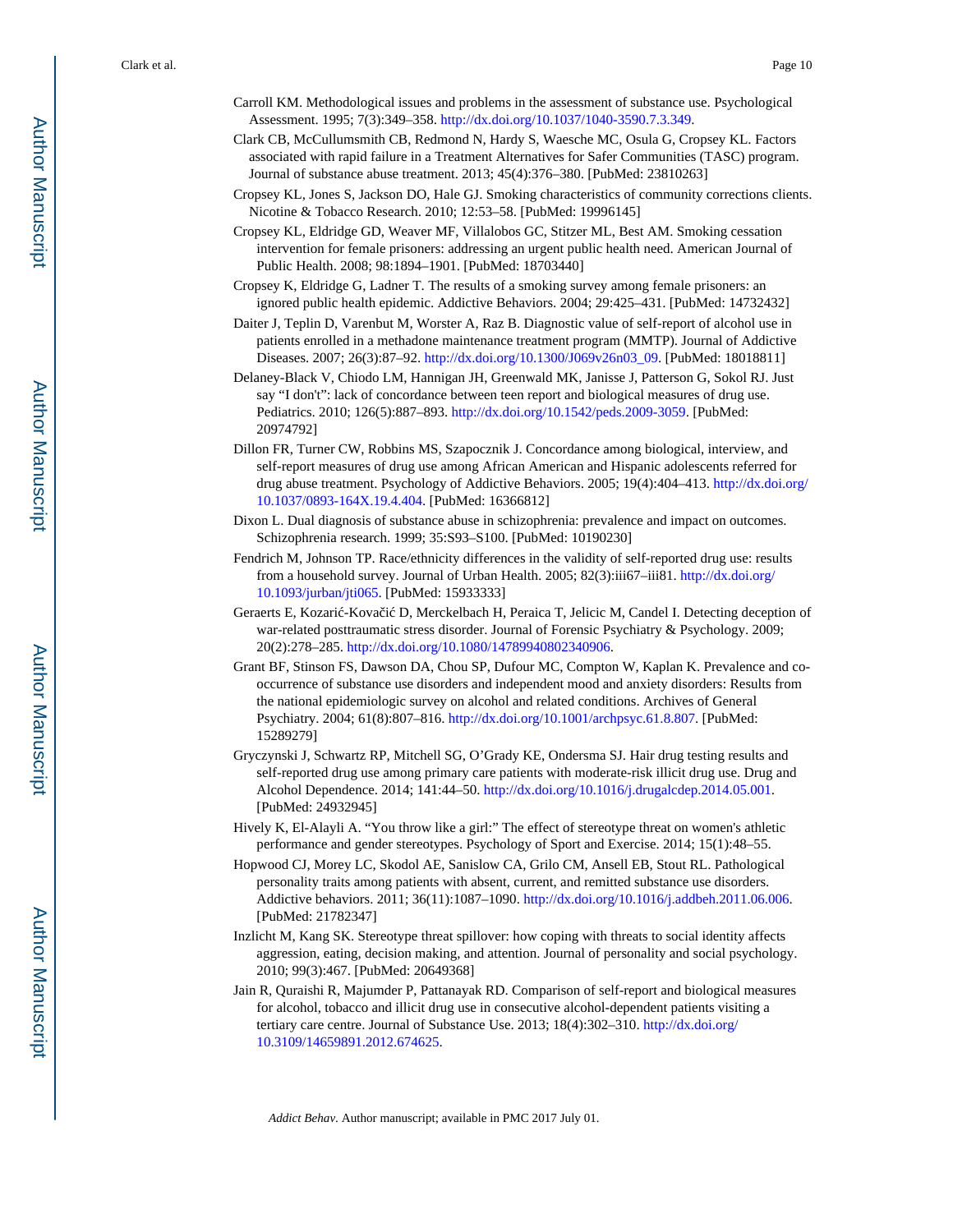Carroll KM. Methodological issues and problems in the assessment of substance use. Psychological Assessment. 1995; 7(3):349–358. http://dx.doi.org/10.1037/1040-3590.7.3.349.

Clark CB, McCullumsmith CB, Redmond N, Hardy S, Waesche MC, Osula G, Cropsey KL. Factors associated with rapid failure in a Treatment Alternatives for Safer Communities (TASC) program. Journal of substance abuse treatment. 2013; 45(4):376–380. [PubMed: 23810263]

Cropsey KL, Jones S, Jackson DO, Hale GJ. Smoking characteristics of community corrections clients. Nicotine & Tobacco Research. 2010; 12:53–58. [PubMed: 19996145]

Cropsey KL, Eldridge GD, Weaver MF, Villalobos GC, Stitzer ML, Best AM. Smoking cessation intervention for female prisoners: addressing an urgent public health need. American Journal of Public Health. 2008; 98:1894–1901. [PubMed: 18703440]

Cropsey K, Eldridge G, Ladner T. The results of a smoking survey among female prisoners: an ignored public health epidemic. Addictive Behaviors. 2004; 29:425–431. [PubMed: 14732432]

Daiter J, Teplin D, Varenbut M, Worster A, Raz B. Diagnostic value of self-report of alcohol use in patients enrolled in a methadone maintenance treatment program (MMTP). Journal of Addictive Diseases. 2007; 26(3):87–92. http://dx.doi.org/10.1300/J069v26n03_09. [PubMed: 18018811]

Delaney-Black V, Chiodo LM, Hannigan JH, Greenwald MK, Janisse J, Patterson G, Sokol RJ. Just say "I don't": lack of concordance between teen report and biological measures of drug use. Pediatrics. 2010; 126(5):887–893. http://dx.doi.org/10.1542/peds.2009-3059. [PubMed: 20974792]

Dillon FR, Turner CW, Robbins MS, Szapocznik J. Concordance among biological, interview, and self-report measures of drug use among African American and Hispanic adolescents referred for drug abuse treatment. Psychology of Addictive Behaviors. 2005; 19(4):404–413. http://dx.doi.org/10.1037/0893-164X.19.4.404. [PubMed: 16366812]

Dixon L. Dual diagnosis of substance abuse in schizophrenia: prevalence and impact on outcomes. Schizophrenia research. 1999; 35:S93–S100. [PubMed: 10190230]

Fendrich M, Johnson TP. Race/ethnicity differences in the validity of self-reported drug use: results from a household survey. Journal of Urban Health. 2005; 82(3):iii67–iii81. http://dx.doi.org/10.1093/jurban/jti065. [PubMed: 15933333]

Geraerts E, Kozarić-Kovačić D, Merckelbach H, Peraica T, Jelicic M, Candel I. Detecting deception of war-related posttraumatic stress disorder. Journal of Forensic Psychiatry & Psychology. 2009; 20(2):278–285. http://dx.doi.org/10.1080/14789940802340906.

Grant BF, Stinson FS, Dawson DA, Chou SP, Dufour MC, Compton W, Kaplan K. Prevalence and co-occurrence of substance use disorders and independent mood and anxiety disorders: Results from the national epidemiologic survey on alcohol and related conditions. Archives of General Psychiatry. 2004; 61(8):807–816. http://dx.doi.org/10.1001/archpsyc.61.8.807. [PubMed: 15289279]

Gryczynski J, Schwartz RP, Mitchell SG, O'Grady KE, Ondersma SJ. Hair drug testing results and self-reported drug use among primary care patients with moderate-risk illicit drug use. Drug and Alcohol Dependence. 2014; 141:44–50. http://dx.doi.org/10.1016/j.drugalcdep.2014.05.001. [PubMed: 24932945]

Hively K, El-Alayli A. "You throw like a girl:" The effect of stereotype threat on women's athletic performance and gender stereotypes. Psychology of Sport and Exercise. 2014; 15(1):48–55.

Hopwood CJ, Morey LC, Skodol AE, Sanislow CA, Grilo CM, Ansell EB, Stout RL. Pathological personality traits among patients with absent, current, and remitted substance use disorders. Addictive behaviors. 2011; 36(11):1087–1090. http://dx.doi.org/10.1016/j.addbeh.2011.06.006. [PubMed: 21782347]

Inzlicht M, Kang SK. Stereotype threat spillover: how coping with threats to social identity affects aggression, eating, decision making, and attention. Journal of personality and social psychology. 2010; 99(3):467. [PubMed: 20649368]

Jain R, Quraishi R, Majumder P, Pattanayak RD. Comparison of self-report and biological measures for alcohol, tobacco and illicit drug use in consecutive alcohol-dependent patients visiting a tertiary care centre. Journal of Substance Use. 2013; 18(4):302–310. http://dx.doi.org/10.3109/14659891.2012.674625.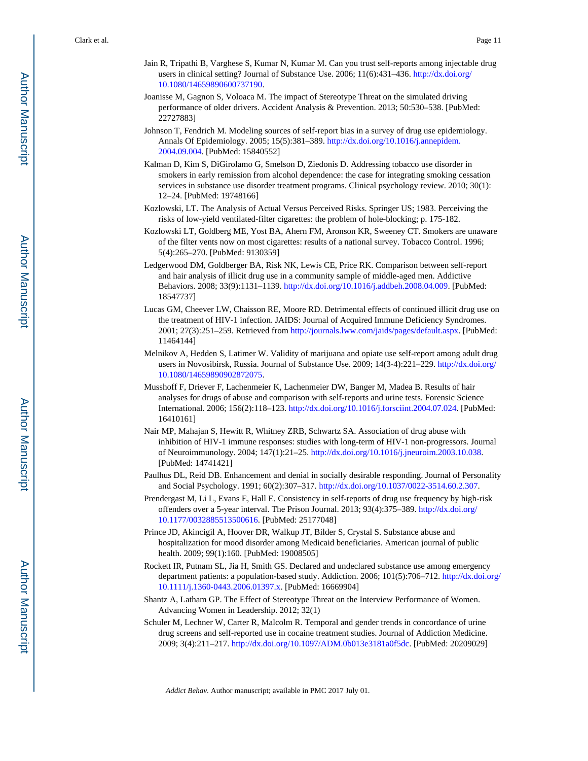Jain R, Tripathi B, Varghese S, Kumar N, Kumar M. Can you trust self-reports among injectable drug users in clinical setting? Journal of Substance Use. 2006; 11(6):431–436. http://dx.doi.org/10.1080/14659890600737190.

Joanisse M, Gagnon S, Voloaca M. The impact of Stereotype Threat on the simulated driving performance of older drivers. Accident Analysis & Prevention. 2013; 50:530–538. [PubMed: 22727883]

Johnson T, Fendrich M. Modeling sources of self-report bias in a survey of drug use epidemiology. Annals Of Epidemiology. 2005; 15(5):381–389. http://dx.doi.org/10.1016/j.annepidem.2004.09.004. [PubMed: 15840552]

Kalman D, Kim S, DiGirolamo G, Smelson D, Ziedonis D. Addressing tobacco use disorder in smokers in early remission from alcohol dependence: the case for integrating smoking cessation services in substance use disorder treatment programs. Clinical psychology review. 2010; 30(1): 12–24. [PubMed: 19748166]

Kozlowski, LT. The Analysis of Actual Versus Perceived Risks. Springer US; 1983. Perceiving the risks of low-yield ventilated-filter cigarettes: the problem of hole-blocking; p. 175-182.

Kozlowski LT, Goldberg ME, Yost BA, Ahern FM, Aronson KR, Sweeney CT. Smokers are unaware of the filter vents now on most cigarettes: results of a national survey. Tobacco Control. 1996; 5(4):265–270. [PubMed: 9130359]

Ledgerwood DM, Goldberger BA, Risk NK, Lewis CE, Price RK. Comparison between self-report and hair analysis of illicit drug use in a community sample of middle-aged men. Addictive Behaviors. 2008; 33(9):1131–1139. http://dx.doi.org/10.1016/j.addbeh.2008.04.009. [PubMed: 18547737]

Lucas GM, Cheever LW, Chaisson RE, Moore RD. Detrimental effects of continued illicit drug use on the treatment of HIV-1 infection. JAIDS: Journal of Acquired Immune Deficiency Syndromes. 2001; 27(3):251–259. Retrieved from http://journals.lww.com/jaids/pages/default.aspx. [PubMed: 11464144]

Melnikov A, Hedden S, Latimer W. Validity of marijuana and opiate use self-report among adult drug users in Novosibirsk, Russia. Journal of Substance Use. 2009; 14(3-4):221–229. http://dx.doi.org/10.1080/14659890902872075.

Musshoff F, Driever F, Lachenmeier K, Lachenmeier DW, Banger M, Madea B. Results of hair analyses for drugs of abuse and comparison with self-reports and urine tests. Forensic Science International. 2006; 156(2):118–123. http://dx.doi.org/10.1016/j.forsciint.2004.07.024. [PubMed: 16410161]

Nair MP, Mahajan S, Hewitt R, Whitney ZRB, Schwartz SA. Association of drug abuse with inhibition of HIV-1 immune responses: studies with long-term of HIV-1 non-progressors. Journal of Neuroimmunology. 2004; 147(1):21–25. http://dx.doi.org/10.1016/j.jneuroim.2003.10.038. [PubMed: 14741421]

Paulhus DL, Reid DB. Enhancement and denial in socially desirable responding. Journal of Personality and Social Psychology. 1991; 60(2):307–317. http://dx.doi.org/10.1037/0022-3514.60.2.307.

Prendergast M, Li L, Evans E, Hall E. Consistency in self-reports of drug use frequency by high-risk offenders over a 5-year interval. The Prison Journal. 2013; 93(4):375–389. http://dx.doi.org/10.1177/0032885513500616. [PubMed: 25177048]

Prince JD, Akincigil A, Hoover DR, Walkup JT, Bilder S, Crystal S. Substance abuse and hospitalization for mood disorder among Medicaid beneficiaries. American journal of public health. 2009; 99(1):160. [PubMed: 19008505]

Rockett IR, Putnam SL, Jia H, Smith GS. Declared and undeclared substance use among emergency department patients: a population-based study. Addiction. 2006; 101(5):706–712. http://dx.doi.org/10.1111/j.1360-0443.2006.01397.x. [PubMed: 16669904]

Shantz A, Latham GP. The Effect of Stereotype Threat on the Interview Performance of Women. Advancing Women in Leadership. 2012; 32(1)

Schuler M, Lechner W, Carter R, Malcolm R. Temporal and gender trends in concordance of urine drug screens and self-reported use in cocaine treatment studies. Journal of Addiction Medicine. 2009; 3(4):211–217. http://dx.doi.org/10.1097/ADM.0b013e3181a0f5dc. [PubMed: 20209029]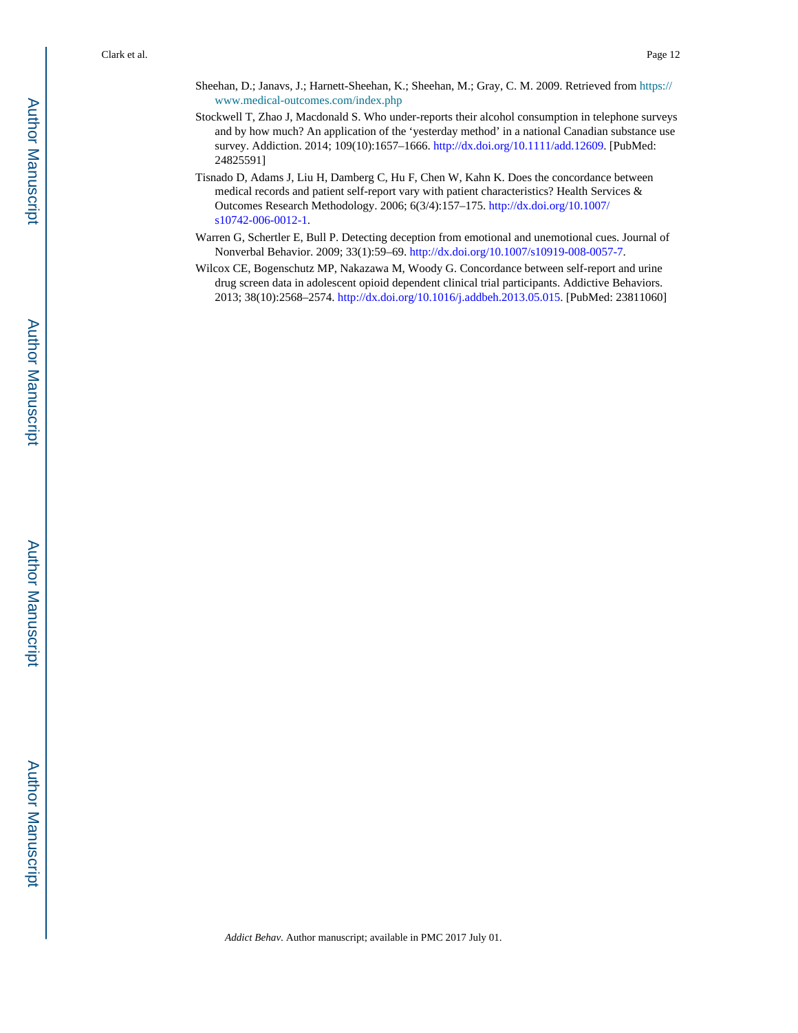Sheehan, D.; Janavs, J.; Harnett-Sheehan, K.; Sheehan, M.; Gray, C. M. 2009. Retrieved from https://www.medical-outcomes.com/index.php

Stockwell T, Zhao J, Macdonald S. Who under-reports their alcohol consumption in telephone surveys and by how much? An application of the 'yesterday method' in a national Canadian substance use survey. Addiction. 2014; 109(10):1657–1666. http://dx.doi.org/10.1111/add.12609. [PubMed: 24825591]

Tisnado D, Adams J, Liu H, Damberg C, Hu F, Chen W, Kahn K. Does the concordance between medical records and patient self-report vary with patient characteristics? Health Services & Outcomes Research Methodology. 2006; 6(3/4):157–175. http://dx.doi.org/10.1007/s10742-006-0012-1.

Warren G, Schertler E, Bull P. Detecting deception from emotional and unemotional cues. Journal of Nonverbal Behavior. 2009; 33(1):59–69. http://dx.doi.org/10.1007/s10919-008-0057-7.

Wilcox CE, Bogenschutz MP, Nakazawa M, Woody G. Concordance between self-report and urine drug screen data in adolescent opioid dependent clinical trial participants. Addictive Behaviors. 2013; 38(10):2568–2574. http://dx.doi.org/10.1016/j.addbeh.2013.05.015. [PubMed: 23811060]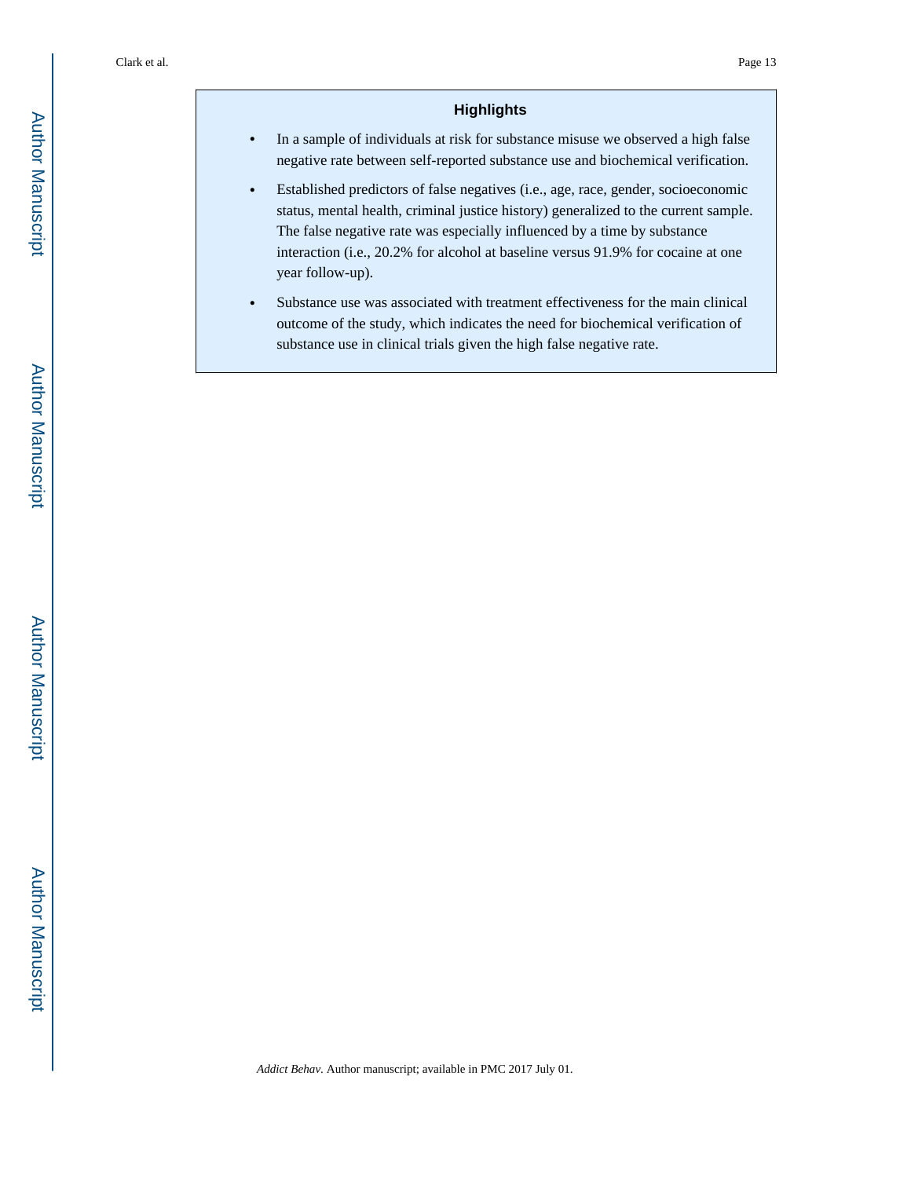## Highlights

- In a sample of individuals at risk for substance misuse we observed a high false negative rate between self-reported substance use and biochemical verification.
- Established predictors of false negatives (i.e., age, race, gender, socioeconomic status, mental health, criminal justice history) generalized to the current sample. The false negative rate was especially influenced by a time by substance interaction (i.e., 20.2% for alcohol at baseline versus 91.9% for cocaine at one year follow-up).
- Substance use was associated with treatment effectiveness for the main clinical outcome of the study, which indicates the need for biochemical verification of substance use in clinical trials given the high false negative rate.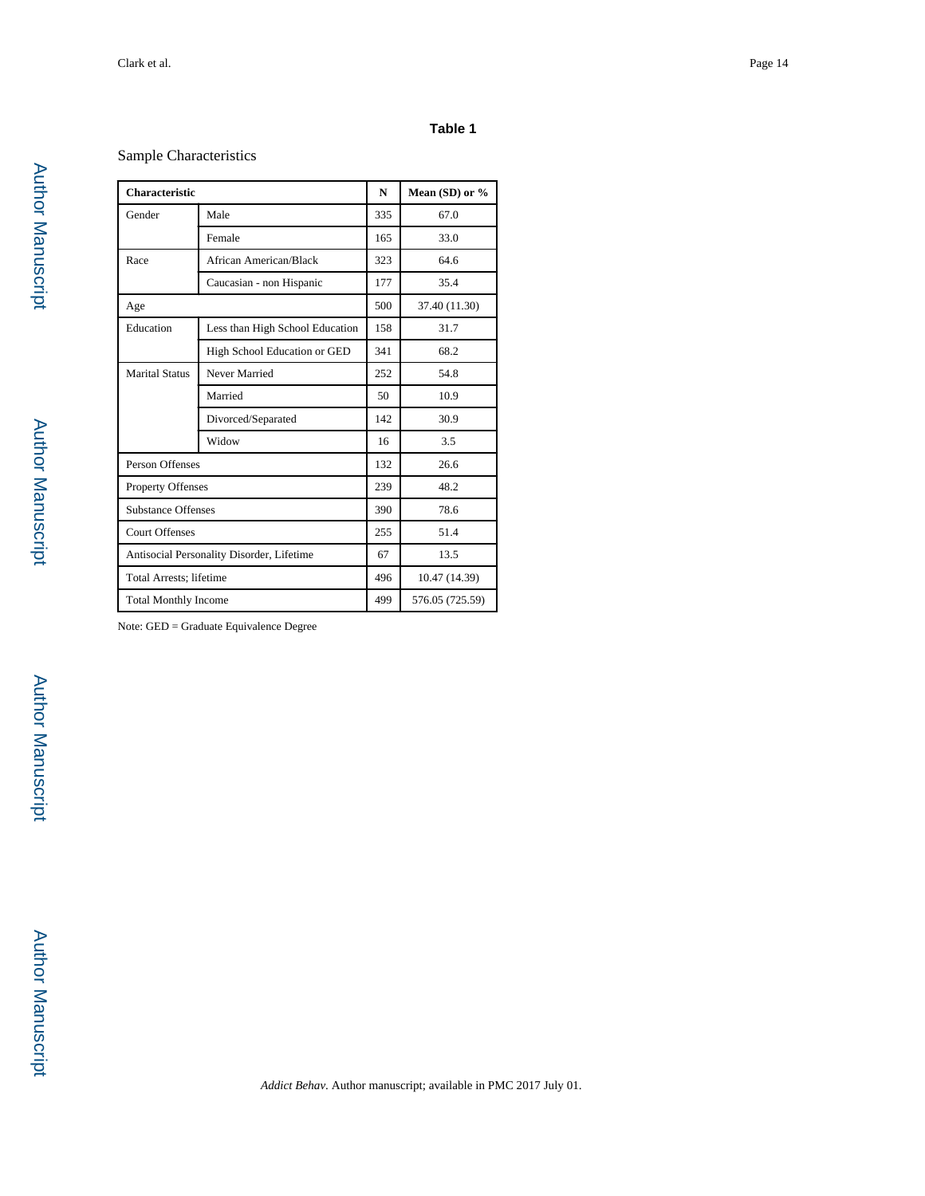**Table 1**

Sample Characteristics

| Characteristic | | N | Mean (SD) or % |
|---|---|---|---|
| Gender | Male | 335 | 67.0 |
| | Female | 165 | 33.0 |
| Race | African American/Black | 323 | 64.6 |
| | Caucasian - non Hispanic | 177 | 35.4 |
| Age | | 500 | 37.40 (11.30) |
| Education | Less than High School Education | 158 | 31.7 |
| | High School Education or GED | 341 | 68.2 |
| Marital Status | Never Married | 252 | 54.8 |
| | Married | 50 | 10.9 |
| | Divorced/Separated | 142 | 30.9 |
| | Widow | 16 | 3.5 |
| Person Offenses | | 132 | 26.6 |
| Property Offenses | | 239 | 48.2 |
| Substance Offenses | | 390 | 78.6 |
| Court Offenses | | 255 | 51.4 |
| Antisocial Personality Disorder, Lifetime | | 67 | 13.5 |
| Total Arrests; lifetime | | 496 | 10.47 (14.39) |
| Total Monthly Income | | 499 | 576.05 (725.59) |

Note: GED = Graduate Equivalence Degree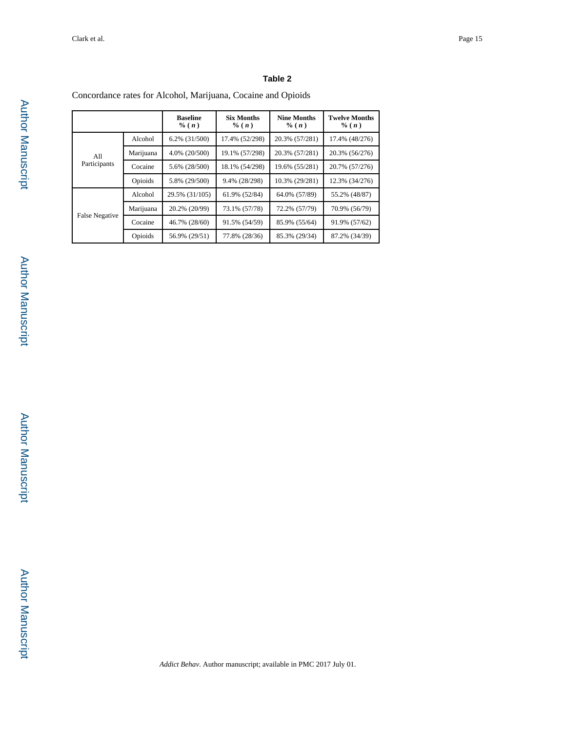**Table 2**

Concordance rates for Alcohol, Marijuana, Cocaine and Opioids

| | | Baseline % ( *n* ) | Six Months % ( *n* ) | Nine Months % ( *n* ) | Twelve Months % ( *n* ) |
|---|---|---|---|---|---|
| All Participants | Alcohol | 6.2% (31/500) | 17.4% (52/298) | 20.3% (57/281) | 17.4% (48/276) |
| | Marijuana | 4.0% (20/500) | 19.1% (57/298) | 20.3% (57/281) | 20.3% (56/276) |
| | Cocaine | 5.6% (28/500) | 18.1% (54/298) | 19.6% (55/281) | 20.7% (57/276) |
| | Opioids | 5.8% (29/500) | 9.4% (28/298) | 10.3% (29/281) | 12.3% (34/276) |
| False Negative | Alcohol | 29.5% (31/105) | 61.9% (52/84) | 64.0% (57/89) | 55.2% (48/87) |
| | Marijuana | 20.2% (20/99) | 73.1% (57/78) | 72.2% (57/79) | 70.9% (56/79) |
| | Cocaine | 46.7% (28/60) | 91.5% (54/59) | 85.9% (55/64) | 91.9% (57/62) |
| | Opioids | 56.9% (29/51) | 77.8% (28/36) | 85.3% (29/34) | 87.2% (34/39) |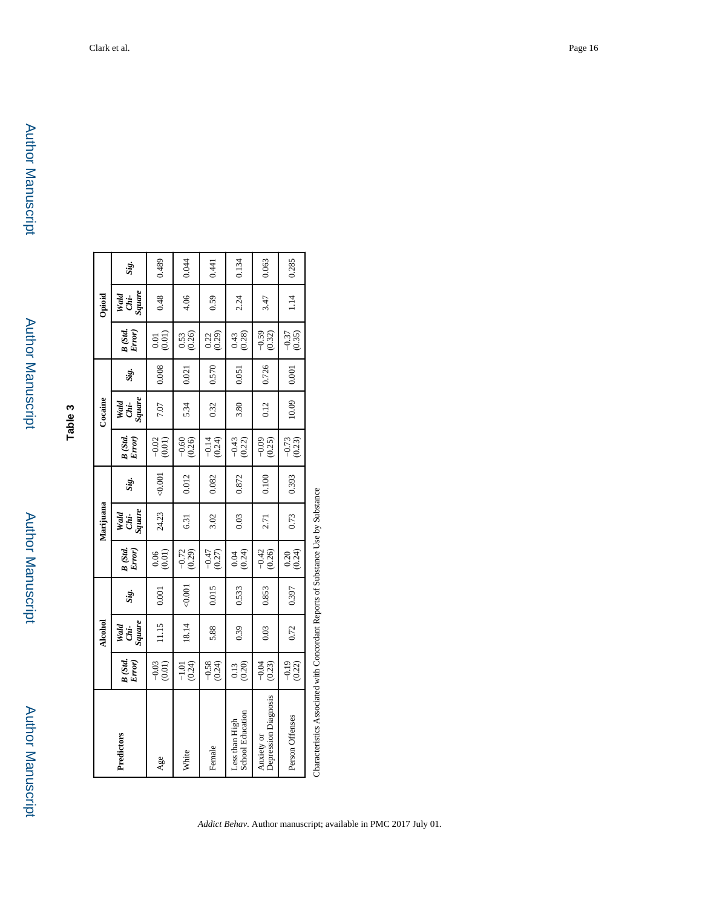# Table 3

Characteristics Associated with Concordant Reports of Substance Use by Substance

| Predictors | Alcohol | | | Marijuana | | | Cocaine | | | Opioid | | |
|---|---|---|---|---|---|---|---|---|---|---|---|---|
| | ***B (Std. Error)*** | ***Wald Chi-Square*** | ***Sig.*** | ***B (Std. Error)*** | ***Wald Chi-Square*** | ***Sig.*** | ***B (Std. Error)*** | ***Wald Chi-Square*** | ***Sig.*** | ***B (Std. Error)*** | ***Wald Chi-Square*** | ***Sig.*** |
| Age | −0.03 (0.01) | 11.15 | 0.001 | 0.06 (0.01) | 24.23 | <0.001 | −0.02 (0.01) | 7.07 | 0.008 | 0.01 (0.01) | 0.48 | 0.489 |
| White | −1.01 (0.24) | 18.14 | <0.001 | −0.72 (0.29) | 6.31 | 0.012 | −0.60 (0.26) | 5.34 | 0.021 | 0.53 (0.26) | 4.06 | 0.044 |
| Female | −0.58 (0.24) | 5.88 | 0.015 | −0.47 (0.27) | 3.02 | 0.082 | −0.14 (0.24) | 0.32 | 0.570 | 0.22 (0.29) | 0.59 | 0.441 |
| Less than High School Education | 0.13 (0.20) | 0.39 | 0.533 | 0.04 (0.24) | 0.03 | 0.872 | −0.43 (0.22) | 3.80 | 0.051 | 0.43 (0.28) | 2.24 | 0.134 |
| Anxiety or Depression Diagnosis | −0.04 (0.23) | 0.03 | 0.853 | −0.42 (0.26) | 2.71 | 0.100 | −0.09 (0.25) | 0.12 | 0.726 | −0.59 (0.32) | 3.47 | 0.063 |
| Person Offenses | −0.19 (0.22) | 0.72 | 0.397 | 0.20 (0.24) | 0.73 | 0.393 | −0.73 (0.23) | 10.09 | 0.001 | −0.37 (0.35) | 1.14 | 0.285 |